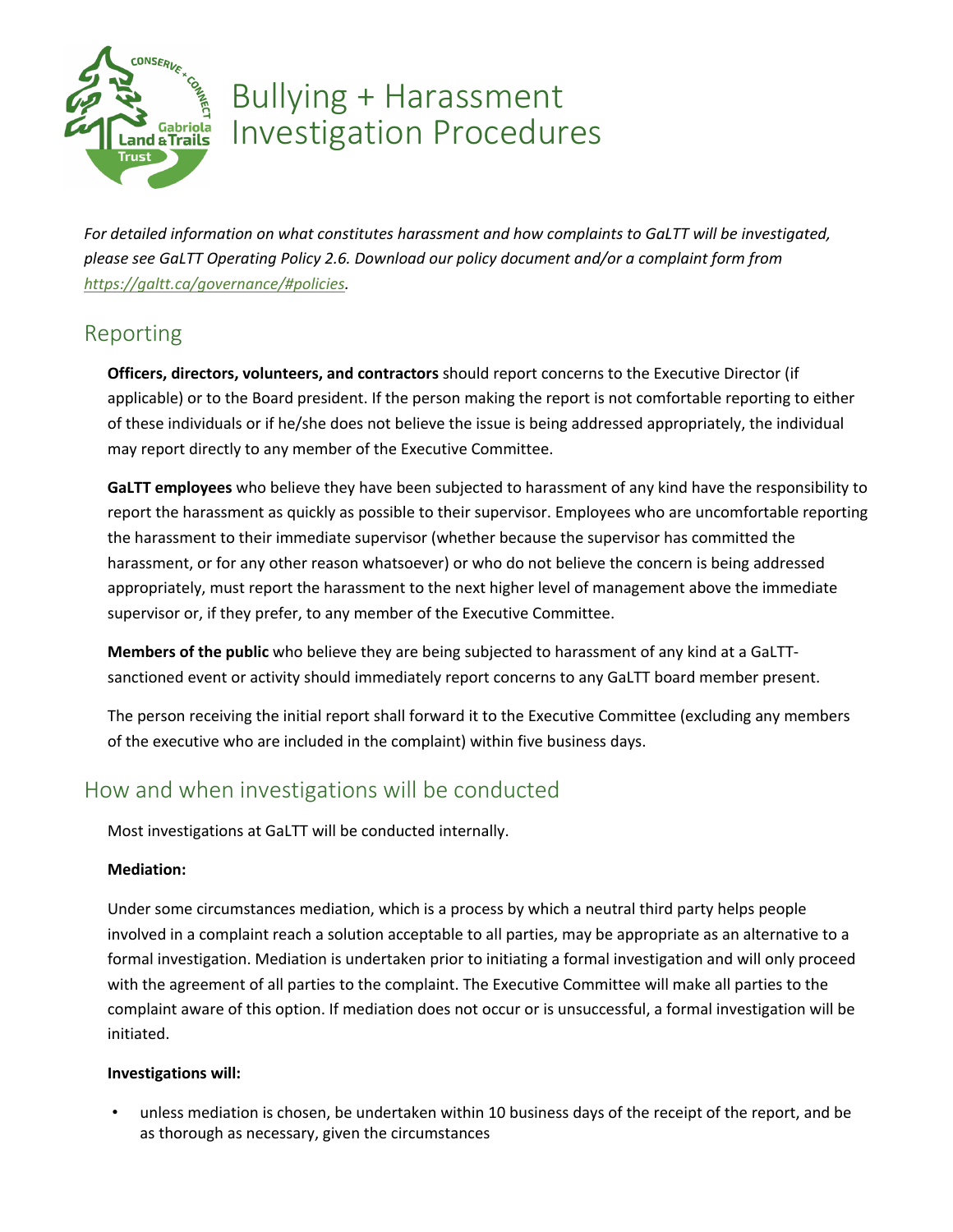# Bullying + Harassment Investigation Procedures

*For detailed information on what constitutes harassment and how complaints to GaLTT will be investigated, please see GaLTT Operating Policy 2.6. Download our policy document and/or a complaint form from [https://galtt.ca/governance/#policies](https://galtt.ca/governance/#policies).*

## Reporting

**Officers, directors, volunteers, and contractors** should report concerns to the Executive Director (if applicable) or to the Board president. If the person making the report is not comfortable reporting to either of these individuals or if he/she does not believe the issue is being addressed appropriately, the individual may report directly to any member of the Executive Committee.

**GaLTT employees** who believe they have been subjected to harassment of any kind have the responsibility to report the harassment as quickly as possible to their supervisor. Employees who are uncomfortable reporting the harassment to their immediate supervisor (whether because the supervisor has committed the harassment, or for any other reason whatsoever) or who do not believe the concern is being addressed appropriately, must report the harassment to the next higher level of management above the immediate supervisor or, if they prefer, to any member of the Executive Committee.

**Members of the public** who believe they are being subjected to harassment of any kind at a GaLTT-sanctioned event or activity should immediately report concerns to any GaLTT board member present.

The person receiving the initial report shall forward it to the Executive Committee (excluding any members of the executive who are included in the complaint) within five business days.

## How and when investigations will be conducted

Most investigations at GaLTT will be conducted internally.

**Mediation:**

Under some circumstances mediation, which is a process by which a neutral third party helps people involved in a complaint reach a solution acceptable to all parties, may be appropriate as an alternative to a formal investigation. Mediation is undertaken prior to initiating a formal investigation and will only proceed with the agreement of all parties to the complaint. The Executive Committee will make all parties to the complaint aware of this option. If mediation does not occur or is unsuccessful, a formal investigation will be initiated.

**Investigations will:**

- unless mediation is chosen, be undertaken within 10 business days of the receipt of the report, and be as thorough as necessary, given the circumstances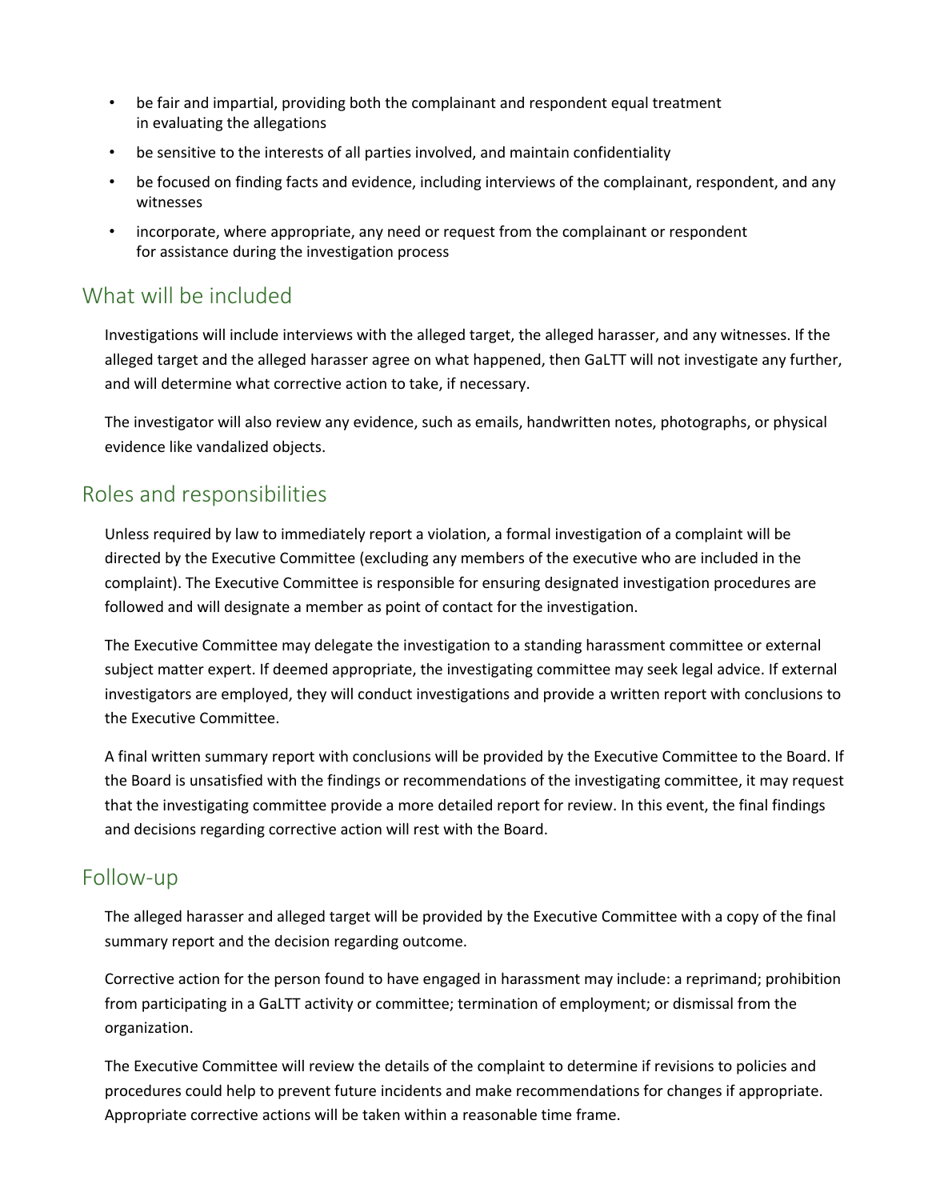- be fair and impartial, providing both the complainant and respondent equal treatment in evaluating the allegations
- be sensitive to the interests of all parties involved, and maintain confidentiality
- be focused on finding facts and evidence, including interviews of the complainant, respondent, and any witnesses
- incorporate, where appropriate, any need or request from the complainant or respondent for assistance during the investigation process

## What will be included

Investigations will include interviews with the alleged target, the alleged harasser, and any witnesses. If the alleged target and the alleged harasser agree on what happened, then GaLTT will not investigate any further, and will determine what corrective action to take, if necessary.

The investigator will also review any evidence, such as emails, handwritten notes, photographs, or physical evidence like vandalized objects.

## Roles and responsibilities

Unless required by law to immediately report a violation, a formal investigation of a complaint will be directed by the Executive Committee (excluding any members of the executive who are included in the complaint). The Executive Committee is responsible for ensuring designated investigation procedures are followed and will designate a member as point of contact for the investigation.

The Executive Committee may delegate the investigation to a standing harassment committee or external subject matter expert. If deemed appropriate, the investigating committee may seek legal advice. If external investigators are employed, they will conduct investigations and provide a written report with conclusions to the Executive Committee.

A final written summary report with conclusions will be provided by the Executive Committee to the Board. If the Board is unsatisfied with the findings or recommendations of the investigating committee, it may request that the investigating committee provide a more detailed report for review. In this event, the final findings and decisions regarding corrective action will rest with the Board.

## Follow-up

The alleged harasser and alleged target will be provided by the Executive Committee with a copy of the final summary report and the decision regarding outcome.

Corrective action for the person found to have engaged in harassment may include: a reprimand; prohibition from participating in a GaLTT activity or committee; termination of employment; or dismissal from the organization.

The Executive Committee will review the details of the complaint to determine if revisions to policies and procedures could help to prevent future incidents and make recommendations for changes if appropriate. Appropriate corrective actions will be taken within a reasonable time frame.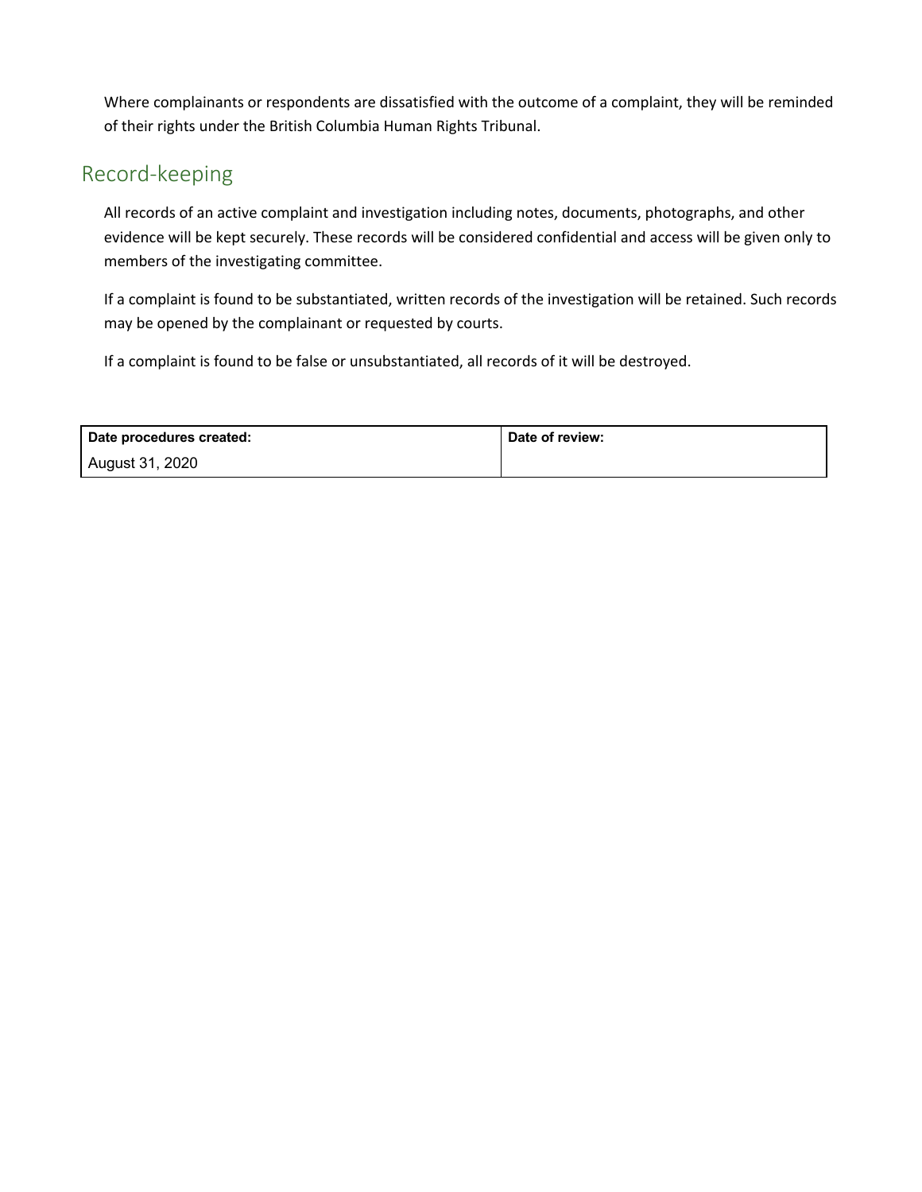Where complainants or respondents are dissatisfied with the outcome of a complaint, they will be reminded of their rights under the British Columbia Human Rights Tribunal.

## Record-keeping

All records of an active complaint and investigation including notes, documents, photographs, and other evidence will be kept securely. These records will be considered confidential and access will be given only to members of the investigating committee.

If a complaint is found to be substantiated, written records of the investigation will be retained. Such records may be opened by the complainant or requested by courts.

If a complaint is found to be false or unsubstantiated, all records of it will be destroyed.

| **Date procedures created:** | **Date of review:** |
|---|---|
| August 31, 2020 | |